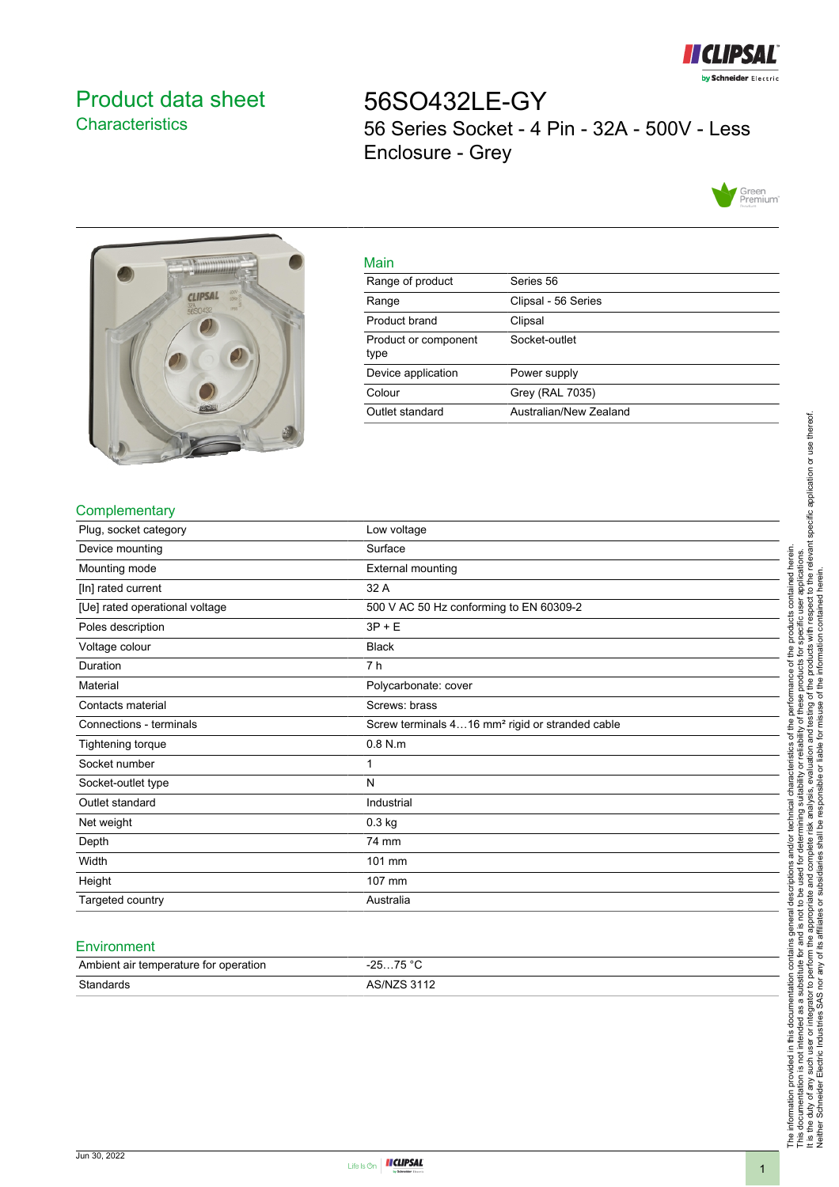# Product data sheet
## Characteristics

# 56SO432LE-GY

56 Series Socket - 4 Pin - 32A - 500V - Less Enclosure - Grey

## Main

| | |
|---|---|
| Range of product | Series 56 |
| Range | Clipsal - 56 Series |
| Product brand | Clipsal |
| Product or component type | Socket-outlet |
| Device application | Power supply |
| Colour | Grey (RAL 7035) |
| Outlet standard | Australian/New Zealand |

## Complementary

| | |
|---|---|
| Plug, socket category | Low voltage |
| Device mounting | Surface |
| Mounting mode | External mounting |
| [In] rated current | 32 A |
| [Ue] rated operational voltage | 500 V AC 50 Hz conforming to EN 60309-2 |
| Poles description | 3P + E |
| Voltage colour | Black |
| Duration | 7 h |
| Material | Polycarbonate: cover |
| Contacts material | Screws: brass |
| Connections - terminals | Screw terminals 4…16 mm² rigid or stranded cable |
| Tightening torque | 0.8 N.m |
| Socket number | 1 |
| Socket-outlet type | N |
| Outlet standard | Industrial |
| Net weight | 0.3 kg |
| Depth | 74 mm |
| Width | 101 mm |
| Height | 107 mm |
| Targeted country | Australia |

## Environment

| | |
|---|---|
| Ambient air temperature for operation | -25…75 °C |
| Standards | AS/NZS 3112 |

The information provided in this documentation contains general descriptions and/or technical characteristics of the performance of the products contained herein.
This documentation is not intended as a substitute for and is not to be used for determining suitability or reliability of these products for specific user applications.
It is the duty of any such user or integrator to perform the appropriate and complete risk analysis, evaluation and testing of the products with respect to the relevant specific application or use thereof.
Neither Schneider Electric Industries SAS nor any of its affiliates or subsidiaries shall be responsible or liable for misuse of the information contained herein.

Jun 30, 2022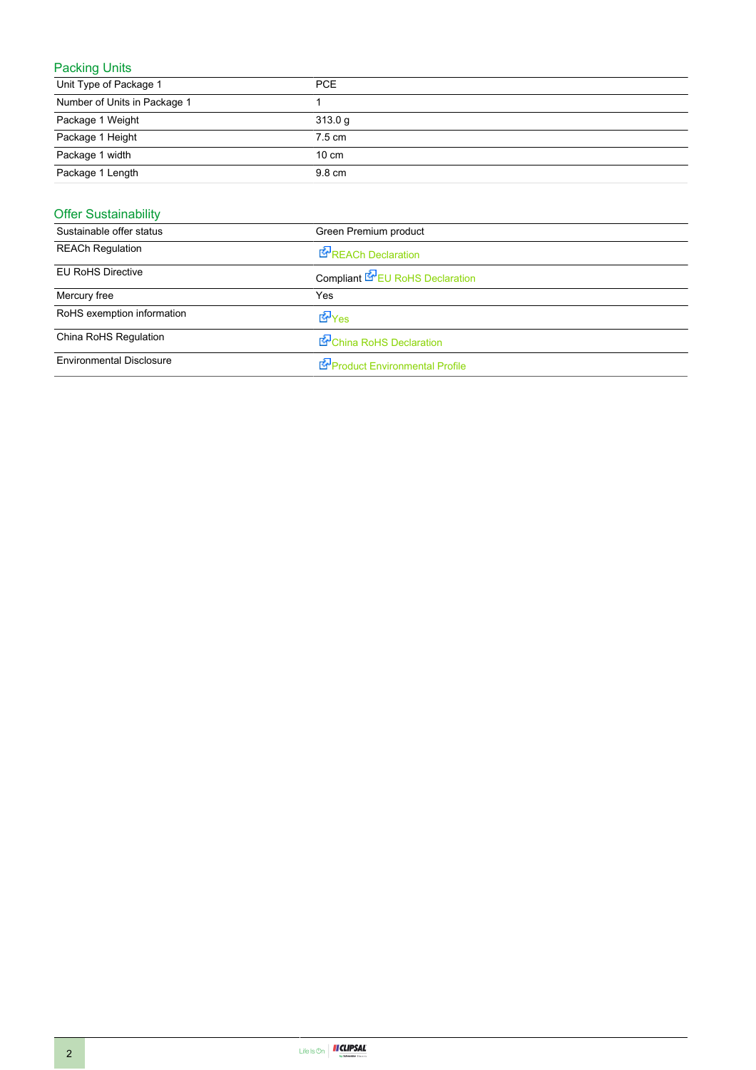## Packing Units

| | |
|---|---|
| Unit Type of Package 1 | PCE |
| Number of Units in Package 1 | 1 |
| Package 1 Weight | 313.0 g |
| Package 1 Height | 7.5 cm |
| Package 1 width | 10 cm |
| Package 1 Length | 9.8 cm |

## Offer Sustainability

| | |
|---|---|
| Sustainable offer status | Green Premium product |
| REACh Regulation | REACh Declaration |
| EU RoHS Directive | Compliant EU RoHS Declaration |
| Mercury free | Yes |
| RoHS exemption information | Yes |
| China RoHS Regulation | China RoHS Declaration |
| Environmental Disclosure | Product Environmental Profile |